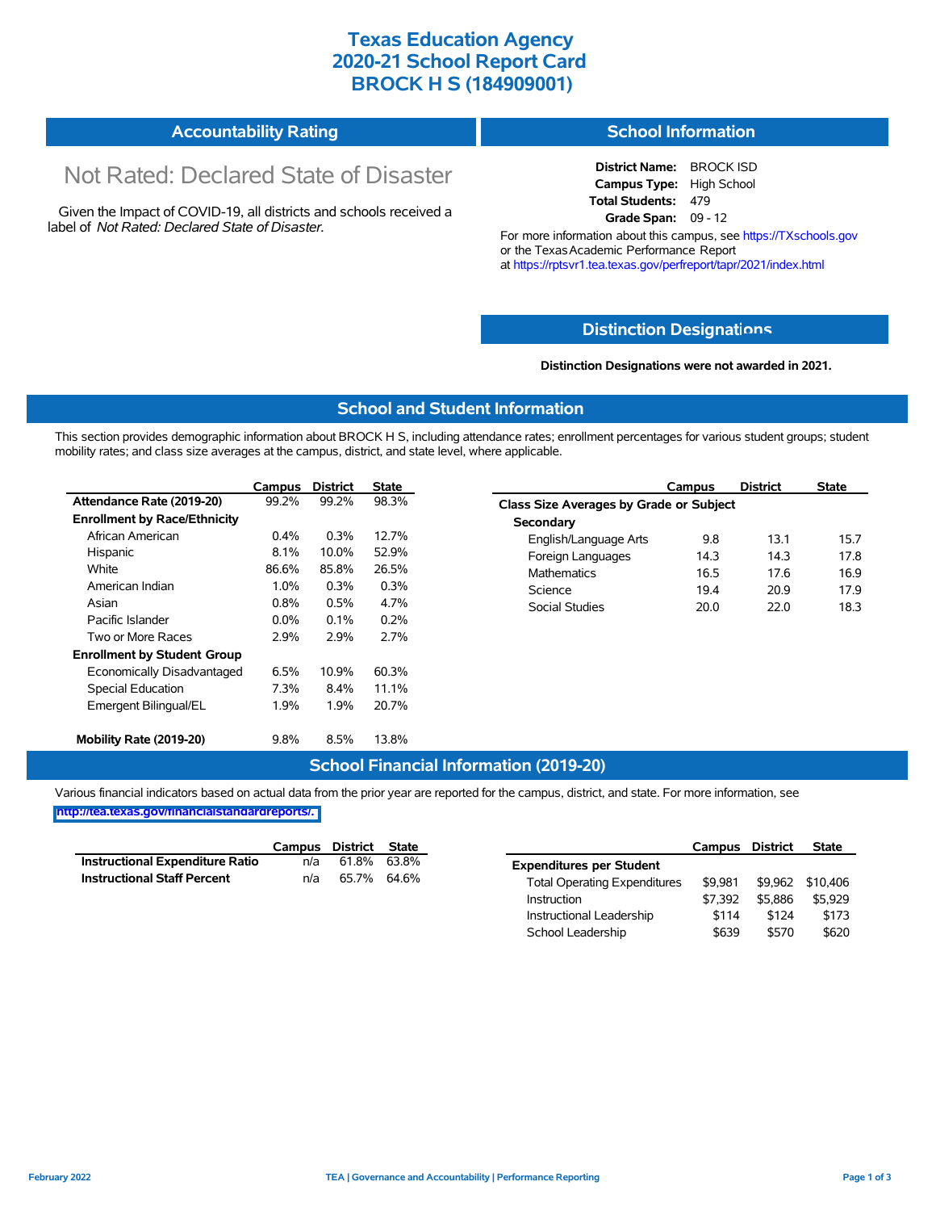# Texas Education Agency
# 2020-21 School Report Card
# BROCK H S (184909001)

## Accountability Rating

Not Rated: Declared State of Disaster

Given the Impact of COVID-19, all districts and schools received a label of *Not Rated: Declared State of Disaster*.

## School Information

**District Name:** BROCK ISD
**Campus Type:** High School
**Total Students:** 479
**Grade Span:** 09 - 12

For more information about this campus, see https://TXschools.gov or the Texas Academic Performance Report at https://rptsvr1.tea.texas.gov/perfreport/tapr/2021/index.html

## Distinction Designations

**Distinction Designations were not awarded in 2021.**

## School and Student Information

This section provides demographic information about BROCK H S, including attendance rates; enrollment percentages for various student groups; student mobility rates; and class size averages at the campus, district, and state level, where applicable.

| | Campus | District | State |
|---|---|---|---|
| **Attendance Rate (2019-20)** | 99.2% | 99.2% | 98.3% |
| **Enrollment by Race/Ethnicity** | | | |
| African American | 0.4% | 0.3% | 12.7% |
| Hispanic | 8.1% | 10.0% | 52.9% |
| White | 86.6% | 85.8% | 26.5% |
| American Indian | 1.0% | 0.3% | 0.3% |
| Asian | 0.8% | 0.5% | 4.7% |
| Pacific Islander | 0.0% | 0.1% | 0.2% |
| Two or More Races | 2.9% | 2.9% | 2.7% |
| **Enrollment by Student Group** | | | |
| Economically Disadvantaged | 6.5% | 10.9% | 60.3% |
| Special Education | 7.3% | 8.4% | 11.1% |
| Emergent Bilingual/EL | 1.9% | 1.9% | 20.7% |
| **Mobility Rate (2019-20)** | 9.8% | 8.5% | 13.8% |

| | Campus | District | State |
|---|---|---|---|
| **Class Size Averages by Grade or Subject** | | | |
| **Secondary** | | | |
| English/Language Arts | 9.8 | 13.1 | 15.7 |
| Foreign Languages | 14.3 | 14.3 | 17.8 |
| Mathematics | 16.5 | 17.6 | 16.9 |
| Science | 19.4 | 20.9 | 17.9 |
| Social Studies | 20.0 | 22.0 | 18.3 |

## School Financial Information (2019-20)

Various financial indicators based on actual data from the prior year are reported for the campus, district, and state. For more information, see http://tea.texas.gov/financialstandardreports/.

| | Campus | District | State |
|---|---|---|---|
| **Instructional Expenditure Ratio** | n/a | 61.8% | 63.8% |
| **Instructional Staff Percent** | n/a | 65.7% | 64.6% |

| | Campus | District | State |
|---|---|---|---|
| **Expenditures per Student** | | | |
| Total Operating Expenditures | $9,981 | $9,962 | $10,406 |
| Instruction | $7,392 | $5,886 | $5,929 |
| Instructional Leadership | $114 | $124 | $173 |
| School Leadership | $639 | $570 | $620 |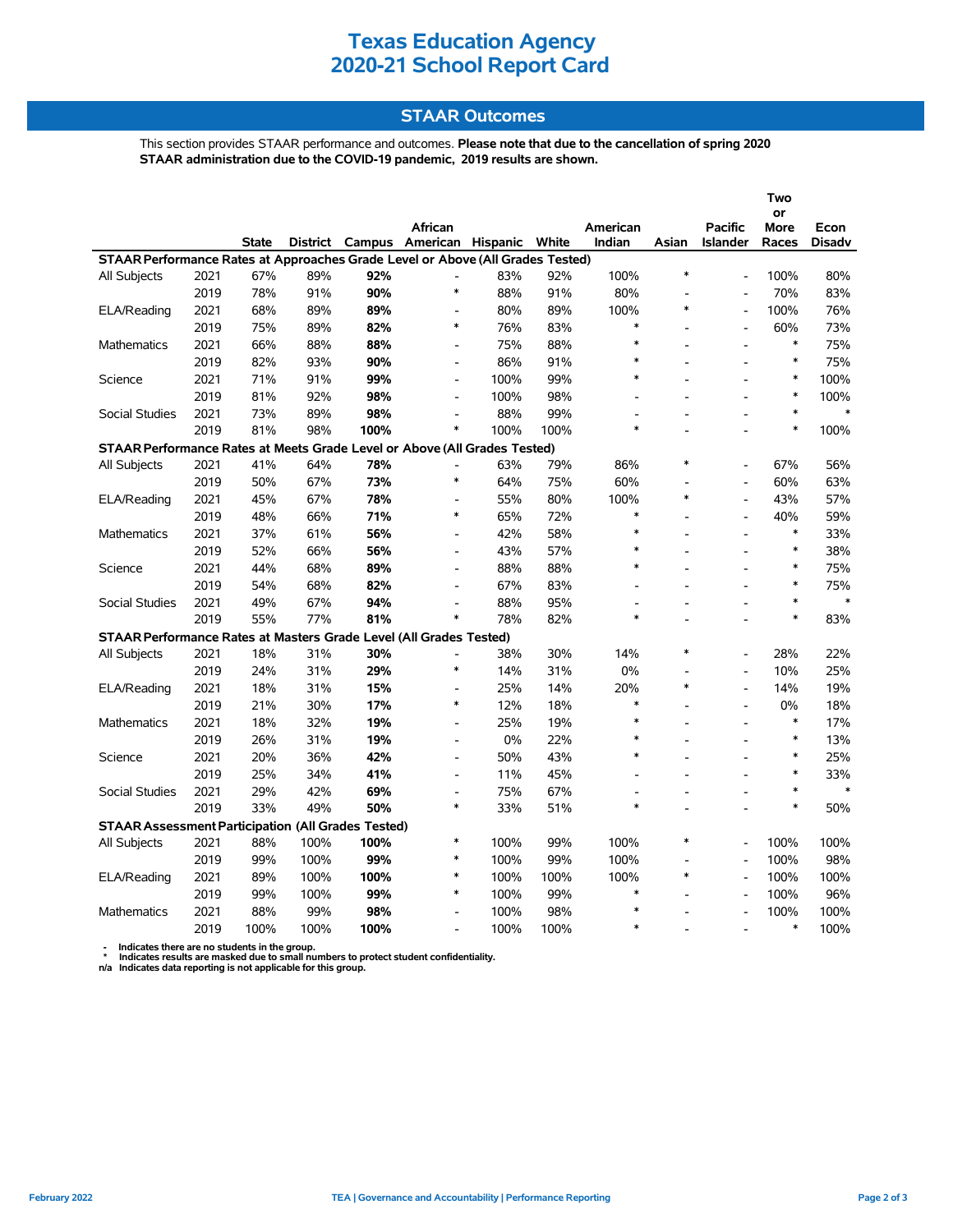# Texas Education Agency
# 2020-21 School Report Card

## STAAR Outcomes

This section provides STAAR performance and outcomes. **Please note that due to the cancellation of spring 2020 STAAR administration due to the COVID-19 pandemic, 2019 results are shown.**

| | | State | District | Campus | African American | Hispanic | White | American Indian | Asian | Pacific Islander | Two or More Races | Econ Disadv |
|---|---|---|---|---|---|---|---|---|---|---|---|---|
| **STAAR Performance Rates at Approaches Grade Level or Above (All Grades Tested)** | | | | | | | | | | | | |
| All Subjects | 2021 | 67% | 89% | **92%** | - | 83% | 92% | 100% | * | - | 100% | 80% |
| | 2019 | 78% | 91% | **90%** | * | 88% | 91% | 80% | - | - | 70% | 83% |
| ELA/Reading | 2021 | 68% | 89% | **89%** | - | 80% | 89% | 100% | * | - | 100% | 76% |
| | 2019 | 75% | 89% | **82%** | * | 76% | 83% | * | - | - | 60% | 73% |
| Mathematics | 2021 | 66% | 88% | **88%** | - | 75% | 88% | * | - | - | * | 75% |
| | 2019 | 82% | 93% | **90%** | - | 86% | 91% | * | - | - | * | 75% |
| Science | 2021 | 71% | 91% | **99%** | - | 100% | 99% | * | - | - | * | 100% |
| | 2019 | 81% | 92% | **98%** | - | 100% | 98% | - | - | - | * | 100% |
| Social Studies | 2021 | 73% | 89% | **98%** | - | 88% | 99% | - | - | - | * | * |
| | 2019 | 81% | 98% | **100%** | * | 100% | 100% | * | - | - | * | 100% |
| **STAAR Performance Rates at Meets Grade Level or Above (All Grades Tested)** | | | | | | | | | | | | |
| All Subjects | 2021 | 41% | 64% | **78%** | - | 63% | 79% | 86% | * | - | 67% | 56% |
| | 2019 | 50% | 67% | **73%** | * | 64% | 75% | 60% | - | - | 60% | 63% |
| ELA/Reading | 2021 | 45% | 67% | **78%** | - | 55% | 80% | 100% | * | - | 43% | 57% |
| | 2019 | 48% | 66% | **71%** | * | 65% | 72% | * | - | - | 40% | 59% |
| Mathematics | 2021 | 37% | 61% | **56%** | - | 42% | 58% | * | - | - | * | 33% |
| | 2019 | 52% | 66% | **56%** | - | 43% | 57% | * | - | - | * | 38% |
| Science | 2021 | 44% | 68% | **89%** | - | 88% | 88% | * | - | - | * | 75% |
| | 2019 | 54% | 68% | **82%** | - | 67% | 83% | - | - | - | * | 75% |
| Social Studies | 2021 | 49% | 67% | **94%** | - | 88% | 95% | - | - | - | * | * |
| | 2019 | 55% | 77% | **81%** | * | 78% | 82% | * | - | - | * | 83% |
| **STAAR Performance Rates at Masters Grade Level (All Grades Tested)** | | | | | | | | | | | | |
| All Subjects | 2021 | 18% | 31% | **30%** | - | 38% | 30% | 14% | * | - | 28% | 22% |
| | 2019 | 24% | 31% | **29%** | * | 14% | 31% | 0% | - | - | 10% | 25% |
| ELA/Reading | 2021 | 18% | 31% | **15%** | - | 25% | 14% | 20% | * | - | 14% | 19% |
| | 2019 | 21% | 30% | **17%** | * | 12% | 18% | * | - | - | 0% | 18% |
| Mathematics | 2021 | 18% | 32% | **19%** | - | 25% | 19% | * | - | - | * | 17% |
| | 2019 | 26% | 31% | **19%** | - | 0% | 22% | * | - | - | * | 13% |
| Science | 2021 | 20% | 36% | **42%** | - | 50% | 43% | * | - | - | * | 25% |
| | 2019 | 25% | 34% | **41%** | - | 11% | 45% | - | - | - | * | 33% |
| Social Studies | 2021 | 29% | 42% | **69%** | - | 75% | 67% | - | - | - | * | * |
| | 2019 | 33% | 49% | **50%** | * | 33% | 51% | * | - | - | * | 50% |
| **STAAR Assessment Participation (All Grades Tested)** | | | | | | | | | | | | |
| All Subjects | 2021 | 88% | 100% | **100%** | * | 100% | 99% | 100% | * | - | 100% | 100% |
| | 2019 | 99% | 100% | **99%** | * | 100% | 99% | 100% | - | - | 100% | 98% |
| ELA/Reading | 2021 | 89% | 100% | **100%** | * | 100% | 100% | 100% | * | - | 100% | 100% |
| | 2019 | 99% | 100% | **99%** | * | 100% | 99% | * | - | - | 100% | 96% |
| Mathematics | 2021 | 88% | 99% | **98%** | - | 100% | 98% | * | - | - | 100% | 100% |
| | 2019 | 100% | 100% | **100%** | - | 100% | 100% | * | - | - | * | 100% |

**-** Indicates there are no students in the group.
**\*** Indicates results are masked due to small numbers to protect student confidentiality.
**n/a** Indicates data reporting is not applicable for this group.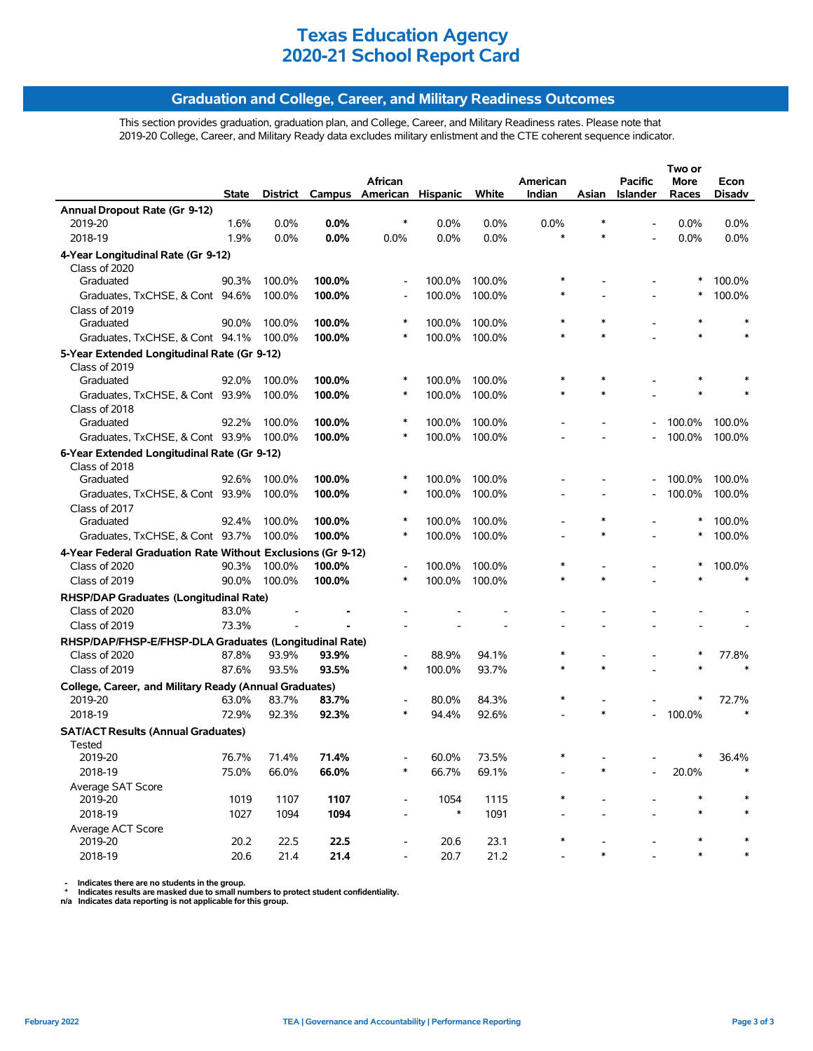# Texas Education Agency
# 2020-21 School Report Card

## Graduation and College, Career, and Military Readiness Outcomes

This section provides graduation, graduation plan, and College, Career, and Military Readiness rates. Please note that 2019-20 College, Career, and Military Ready data excludes military enlistment and the CTE coherent sequence indicator.

| | State | District | Campus | African American | Hispanic | White | American Indian | Asian | Pacific Islander | Two or More Races | Econ Disadv |
|---|---|---|---|---|---|---|---|---|---|---|---|
| **Annual Dropout Rate (Gr 9-12)** | | | | | | | | | | | |
| 2019-20 | 1.6% | 0.0% | **0.0%** | * | 0.0% | 0.0% | 0.0% | * | - | 0.0% | 0.0% |
| 2018-19 | 1.9% | 0.0% | **0.0%** | 0.0% | 0.0% | 0.0% | * | * | - | 0.0% | 0.0% |
| **4-Year Longitudinal Rate (Gr 9-12)** | | | | | | | | | | | |
| Class of 2020 | | | | | | | | | | | |
| Graduated | 90.3% | 100.0% | **100.0%** | - | 100.0% | 100.0% | * | - | - | * | 100.0% |
| Graduates, TxCHSE, & Cont | 94.6% | 100.0% | **100.0%** | - | 100.0% | 100.0% | * | - | - | * | 100.0% |
| Class of 2019 | | | | | | | | | | | |
| Graduated | 90.0% | 100.0% | **100.0%** | * | 100.0% | 100.0% | * | * | - | * | * |
| Graduates, TxCHSE, & Cont | 94.1% | 100.0% | **100.0%** | * | 100.0% | 100.0% | * | * | - | * | * |
| **5-Year Extended Longitudinal Rate (Gr 9-12)** | | | | | | | | | | | |
| Class of 2019 | | | | | | | | | | | |
| Graduated | 92.0% | 100.0% | **100.0%** | * | 100.0% | 100.0% | * | * | - | * | * |
| Graduates, TxCHSE, & Cont | 93.9% | 100.0% | **100.0%** | * | 100.0% | 100.0% | * | * | - | * | * |
| Class of 2018 | | | | | | | | | | | |
| Graduated | 92.2% | 100.0% | **100.0%** | * | 100.0% | 100.0% | - | - | - | 100.0% | 100.0% |
| Graduates, TxCHSE, & Cont | 93.9% | 100.0% | **100.0%** | * | 100.0% | 100.0% | - | - | - | 100.0% | 100.0% |
| **6-Year Extended Longitudinal Rate (Gr 9-12)** | | | | | | | | | | | |
| Class of 2018 | | | | | | | | | | | |
| Graduated | 92.6% | 100.0% | **100.0%** | * | 100.0% | 100.0% | - | - | - | 100.0% | 100.0% |
| Graduates, TxCHSE, & Cont | 93.9% | 100.0% | **100.0%** | * | 100.0% | 100.0% | - | - | - | 100.0% | 100.0% |
| Class of 2017 | | | | | | | | | | | |
| Graduated | 92.4% | 100.0% | **100.0%** | * | 100.0% | 100.0% | - | * | - | * | 100.0% |
| Graduates, TxCHSE, & Cont | 93.7% | 100.0% | **100.0%** | * | 100.0% | 100.0% | - | * | - | * | 100.0% |
| **4-Year Federal Graduation Rate Without Exclusions (Gr 9-12)** | | | | | | | | | | | |
| Class of 2020 | 90.3% | 100.0% | **100.0%** | - | 100.0% | 100.0% | * | - | - | * | 100.0% |
| Class of 2019 | 90.0% | 100.0% | **100.0%** | * | 100.0% | 100.0% | * | * | - | * | * |
| **RHSP/DAP Graduates (Longitudinal Rate)** | | | | | | | | | | | |
| Class of 2020 | 83.0% | - | **-** | - | - | - | - | - | - | - | - |
| Class of 2019 | 73.3% | - | **-** | - | - | - | - | - | - | - | - |
| **RHSP/DAP/FHSP-E/FHSP-DLA Graduates (Longitudinal Rate)** | | | | | | | | | | | |
| Class of 2020 | 87.8% | 93.9% | **93.9%** | - | 88.9% | 94.1% | * | - | - | * | 77.8% |
| Class of 2019 | 87.6% | 93.5% | **93.5%** | * | 100.0% | 93.7% | * | * | - | * | * |
| **College, Career, and Military Ready (Annual Graduates)** | | | | | | | | | | | |
| 2019-20 | 63.0% | 83.7% | **83.7%** | - | 80.0% | 84.3% | * | - | - | * | 72.7% |
| 2018-19 | 72.9% | 92.3% | **92.3%** | * | 94.4% | 92.6% | - | * | - | 100.0% | * |
| **SAT/ACT Results (Annual Graduates)** | | | | | | | | | | | |
| Tested | | | | | | | | | | | |
| 2019-20 | 76.7% | 71.4% | **71.4%** | - | 60.0% | 73.5% | * | - | - | * | 36.4% |
| 2018-19 | 75.0% | 66.0% | **66.0%** | * | 66.7% | 69.1% | - | * | - | 20.0% | * |
| Average SAT Score | | | | | | | | | | | |
| 2019-20 | 1019 | 1107 | **1107** | - | 1054 | 1115 | * | - | - | * | * |
| 2018-19 | 1027 | 1094 | **1094** | - | * | 1091 | - | - | - | * | * |
| Average ACT Score | | | | | | | | | | | |
| 2019-20 | 20.2 | 22.5 | **22.5** | - | 20.6 | 23.1 | * | - | - | * | * |
| 2018-19 | 20.6 | 21.4 | **21.4** | - | 20.7 | 21.2 | - | * | - | * | * |

- Indicates there are no students in the group.
\* Indicates results are masked due to small numbers to protect student confidentiality.
n/a Indicates data reporting is not applicable for this group.